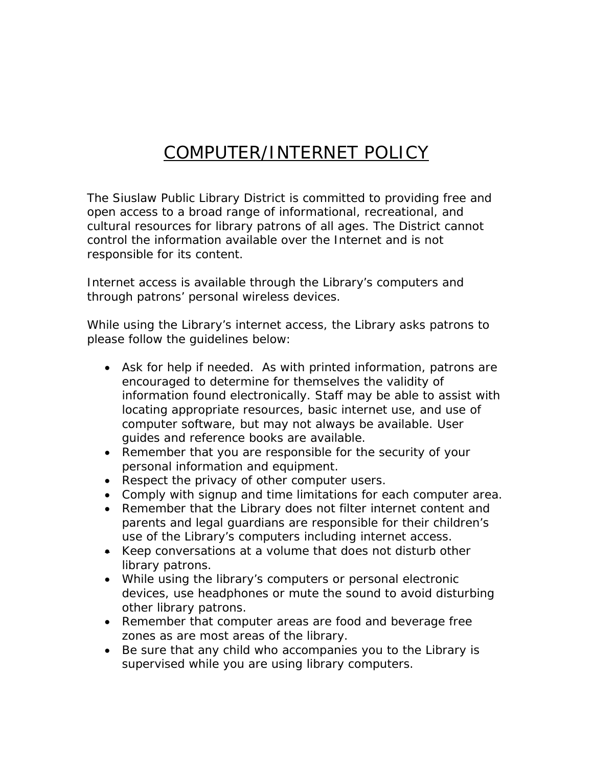# COMPUTER/INTERNET POLICY

The Siuslaw Public Library District is committed to providing free and open access to a broad range of informational, recreational, and cultural resources for library patrons of all ages. The District cannot control the information available over the Internet and is not responsible for its content.

Internet access is available through the Library's computers and through patrons' personal wireless devices.

While using the Library's internet access, the Library asks patrons to please follow the guidelines below:

- Ask for help if needed. As with printed information, patrons are encouraged to determine for themselves the validity of information found electronically. Staff may be able to assist with locating appropriate resources, basic internet use, and use of computer software, but may not always be available. User guides and reference books are available.
- Remember that you are responsible for the security of your personal information and equipment.
- Respect the privacy of other computer users.
- Comply with signup and time limitations for each computer area.
- Remember that the Library does not filter internet content and parents and legal guardians are responsible for their children's use of the Library's computers including internet access.
- Keep conversations at a volume that does not disturb other library patrons.
- While using the library's computers or personal electronic devices, use headphones or mute the sound to avoid disturbing other library patrons.
- Remember that computer areas are food and beverage free zones as are most areas of the library.
- Be sure that any child who accompanies you to the Library is supervised while you are using library computers.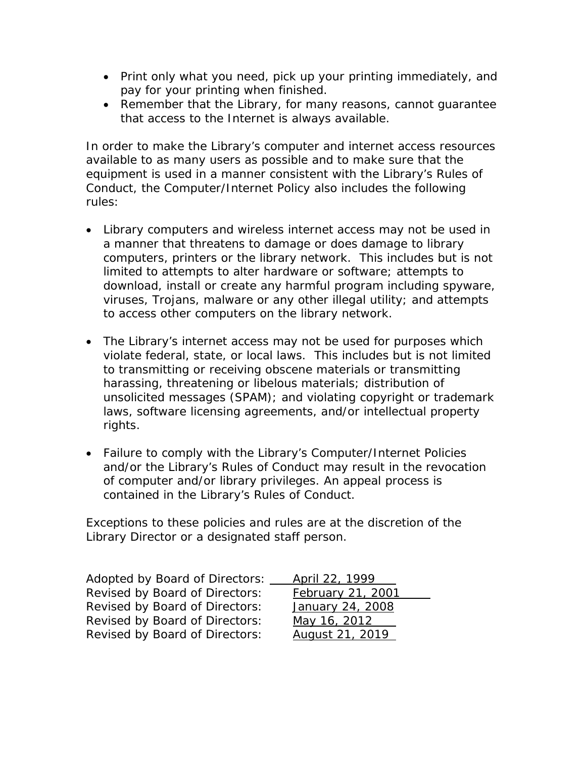- Print only what you need, pick up your printing immediately, and pay for your printing when finished.
- Remember that the Library, for many reasons, cannot guarantee that access to the Internet is always available.

In order to make the Library's computer and internet access resources available to as many users as possible and to make sure that the equipment is used in a manner consistent with the Library's Rules of Conduct, the Computer/Internet Policy also includes the following rules:

- Library computers and wireless internet access may not be used in a manner that threatens to damage or does damage to library computers, printers or the library network. This includes but is not limited to attempts to alter hardware or software; attempts to download, install or create any harmful program including spyware, viruses, Trojans, malware or any other illegal utility; and attempts to access other computers on the library network.

- The Library's internet access may not be used for purposes which violate federal, state, or local laws. This includes but is not limited to transmitting or receiving obscene materials or transmitting harassing, threatening or libelous materials; distribution of unsolicited messages (SPAM); and violating copyright or trademark laws, software licensing agreements, and/or intellectual property rights.

- Failure to comply with the Library's Computer/Internet Policies and/or the Library's Rules of Conduct may result in the revocation of computer and/or library privileges. An appeal process is contained in the Library's Rules of Conduct.

Exceptions to these policies and rules are at the discretion of the Library Director or a designated staff person.

| | |
|---|---|
| Adopted by Board of Directors: | April 22, 1999 |
| Revised by Board of Directors: | February 21, 2001 |
| Revised by Board of Directors: | January 24, 2008 |
| Revised by Board of Directors: | May 16, 2012 |
| Revised by Board of Directors: | August 21, 2019 |